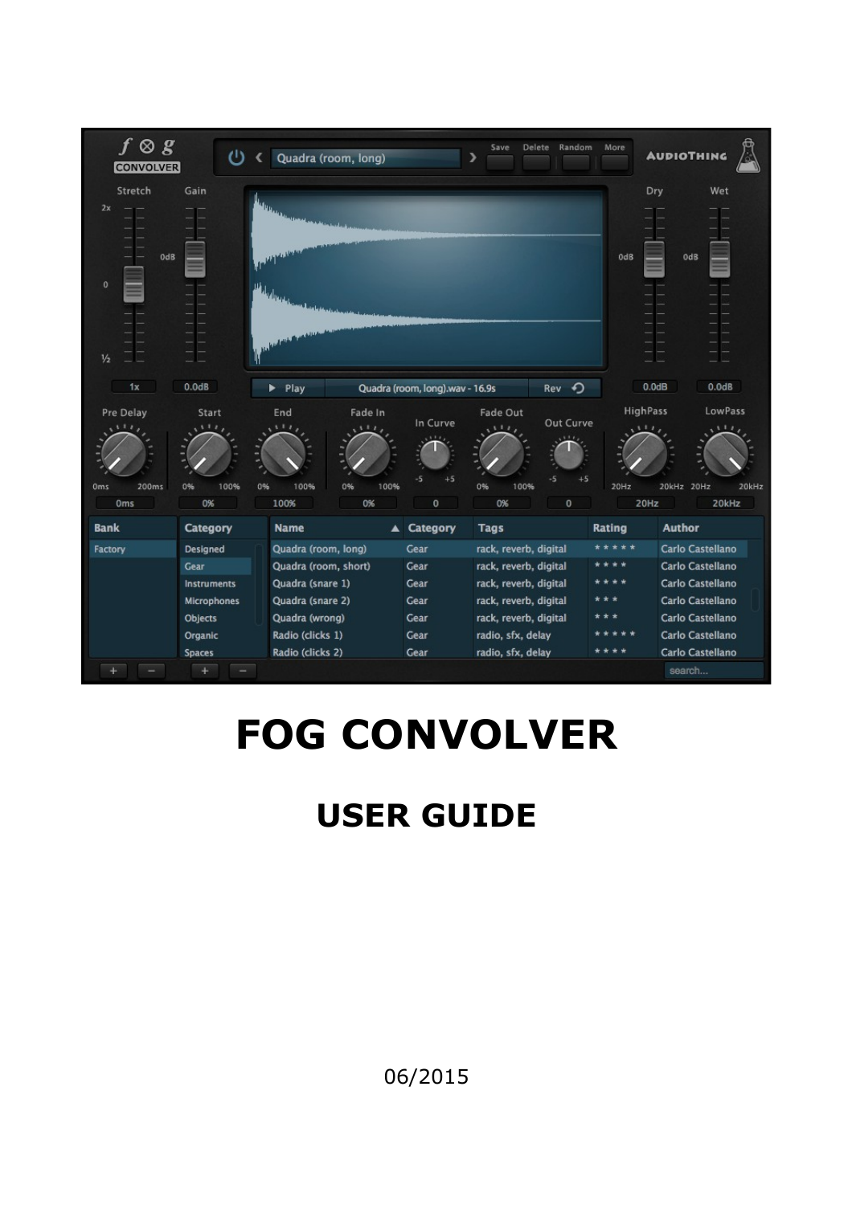# FOG CONVOLVER

## USER GUIDE

06/2015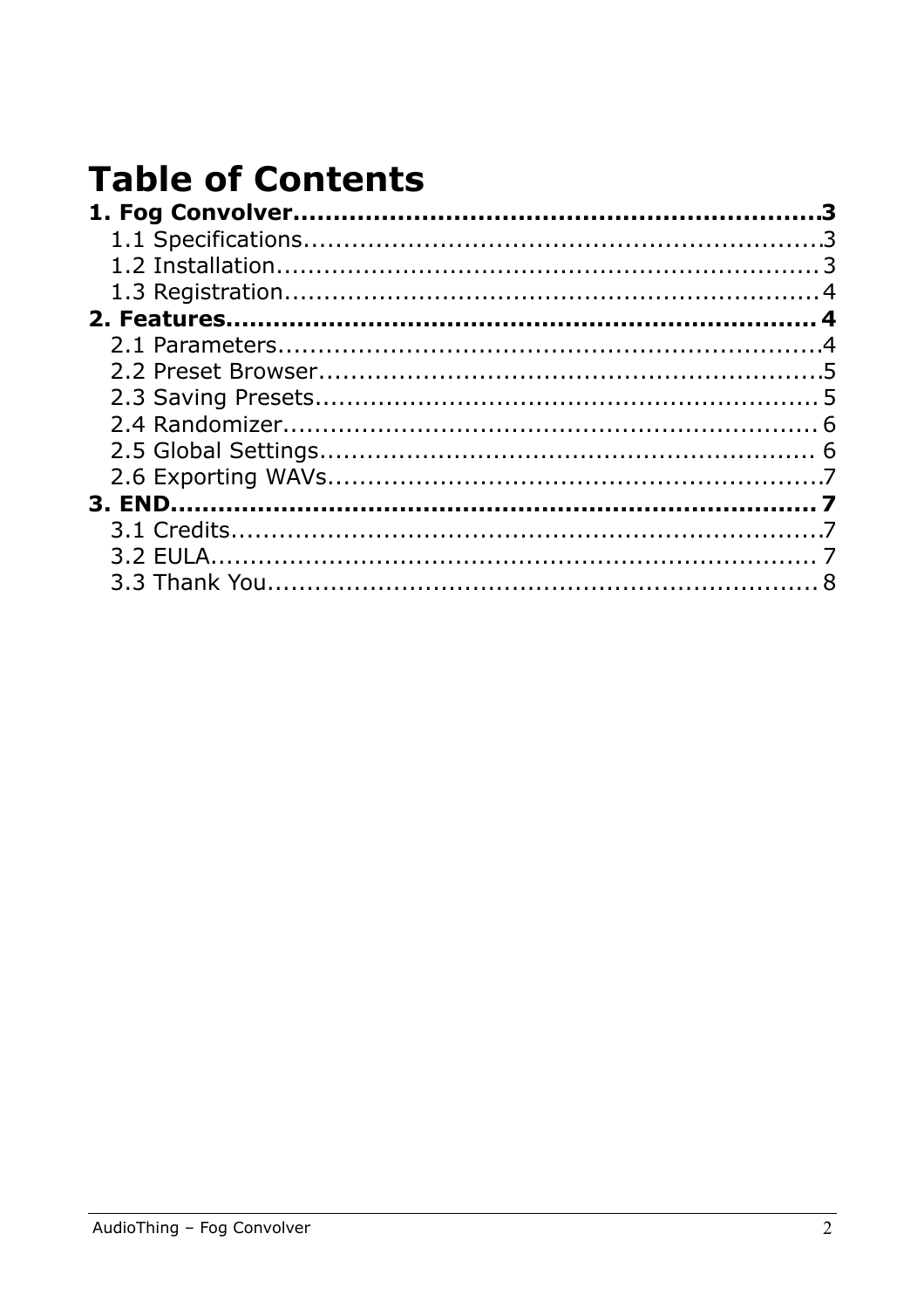# Table of Contents

**1. Fog Convolver....................................................................3**

1.1 Specifications....................................................................3

1.2 Installation....................................................................3

1.3 Registration....................................................................4

**2. Features....................................................................4**

2.1 Parameters....................................................................4

2.2 Preset Browser....................................................................5

2.3 Saving Presets....................................................................5

2.4 Randomizer....................................................................6

2.5 Global Settings....................................................................6

2.6 Exporting WAVs....................................................................7

**3. END....................................................................7**

3.1 Credits....................................................................7

3.2 EULA....................................................................7

3.3 Thank You....................................................................8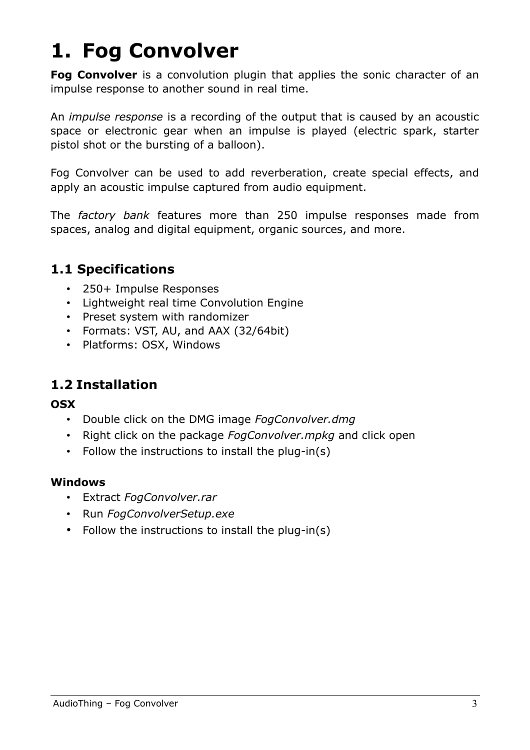# 1. Fog Convolver

**Fog Convolver** is a convolution plugin that applies the sonic character of an impulse response to another sound in real time.

An *impulse response* is a recording of the output that is caused by an acoustic space or electronic gear when an impulse is played (electric spark, starter pistol shot or the bursting of a balloon).

Fog Convolver can be used to add reverberation, create special effects, and apply an acoustic impulse captured from audio equipment.

The *factory bank* features more than 250 impulse responses made from spaces, analog and digital equipment, organic sources, and more.

## 1.1 Specifications

- 250+ Impulse Responses
- Lightweight real time Convolution Engine
- Preset system with randomizer
- Formats: VST, AU, and AAX (32/64bit)
- Platforms: OSX, Windows

## 1.2 Installation

**OSX**

- Double click on the DMG image *FogConvolver.dmg*
- Right click on the package *FogConvolver.mpkg* and click open
- Follow the instructions to install the plug-in(s)

**Windows**

- Extract *FogConvolver.rar*
- Run *FogConvolverSetup.exe*
- Follow the instructions to install the plug-in(s)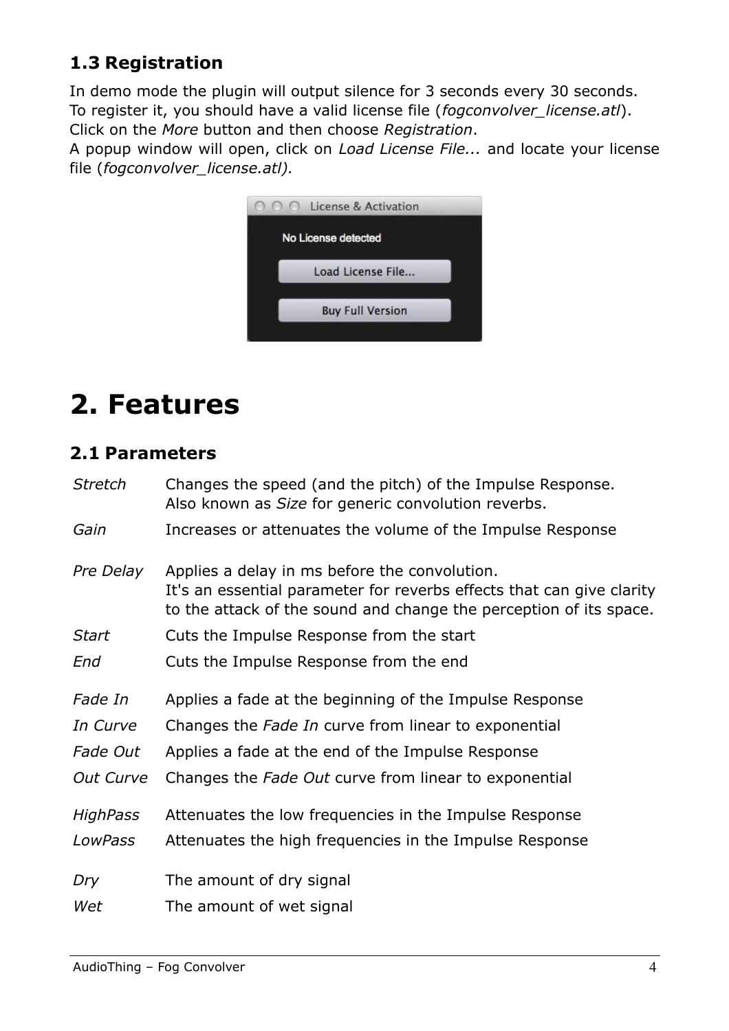### 1.3 Registration

In demo mode the plugin will output silence for 3 seconds every 30 seconds.
To register it, you should have a valid license file (*fogconvolver_license.atl*).
Click on the *More* button and then choose *Registration*.
A popup window will open, click on *Load License File...* and locate your license file (*fogconvolver_license.atl).*

# 2. Features

## 2.1 Parameters

| | |
|---|---|
| *Stretch* | Changes the speed (and the pitch) of the Impulse Response. Also known as *Size* for generic convolution reverbs. |
| *Gain* | Increases or attenuates the volume of the Impulse Response |
| *Pre Delay* | Applies a delay in ms before the convolution. It's an essential parameter for reverbs effects that can give clarity to the attack of the sound and change the perception of its space. |
| *Start* | Cuts the Impulse Response from the start |
| *End* | Cuts the Impulse Response from the end |
| *Fade In* | Applies a fade at the beginning of the Impulse Response |
| *In Curve* | Changes the *Fade In* curve from linear to exponential |
| *Fade Out* | Applies a fade at the end of the Impulse Response |
| *Out Curve* | Changes the *Fade Out* curve from linear to exponential |
| *HighPass* | Attenuates the low frequencies in the Impulse Response |
| *LowPass* | Attenuates the high frequencies in the Impulse Response |
| *Dry* | The amount of dry signal |
| *Wet* | The amount of wet signal |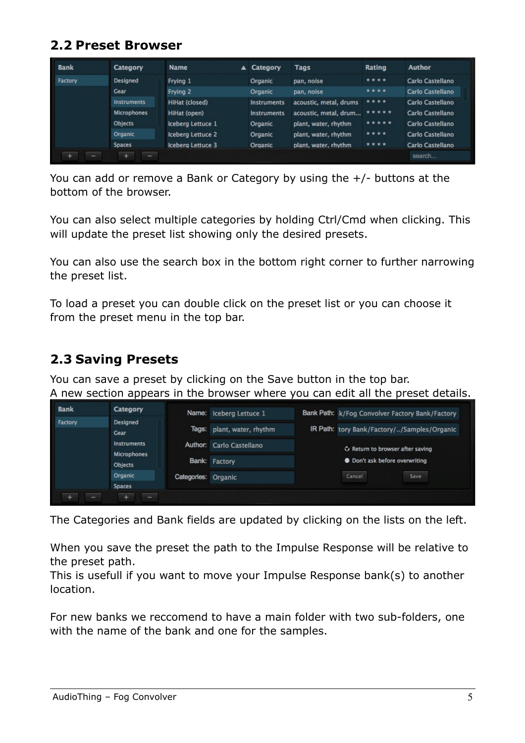## 2.2 Preset Browser

You can add or remove a Bank or Category by using the +/- buttons at the bottom of the browser.

You can also select multiple categories by holding Ctrl/Cmd when clicking. This will update the preset list showing only the desired presets.

You can also use the search box in the bottom right corner to further narrowing the preset list.

To load a preset you can double click on the preset list or you can choose it from the preset menu in the top bar.

## 2.3 Saving Presets

You can save a preset by clicking on the Save button in the top bar.
A new section appears in the browser where you can edit all the preset details.

The Categories and Bank fields are updated by clicking on the lists on the left.

When you save the preset the path to the Impulse Response will be relative to the preset path.
This is usefull if you want to move your Impulse Response bank(s) to another location.

For new banks we reccomend to have a main folder with two sub-folders, one with the name of the bank and one for the samples.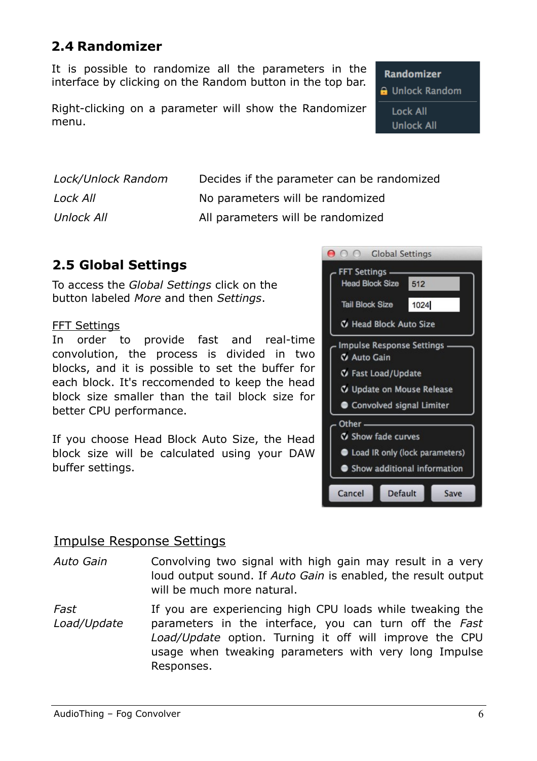## 2.4 Randomizer

It is possible to randomize all the parameters in the interface by clicking on the Random button in the top bar.

Right-clicking on a parameter will show the Randomizer menu.

| | |
|---|---|
| *Lock/Unlock Random* | Decides if the parameter can be randomized |
| *Lock All* | No parameters will be randomized |
| *Unlock All* | All parameters will be randomized |

## 2.5 Global Settings

To access the *Global Settings* click on the button labeled *More* and then *Settings*.

FFT Settings

In order to provide fast and real-time convolution, the process is divided in two blocks, and it is possible to set the buffer for each block. It's reccomended to keep the head block size smaller than the tail block size for better CPU performance.

If you choose Head Block Auto Size, the Head block size will be calculated using your DAW buffer settings.

Impulse Response Settings

| | |
|---|---|
| *Auto Gain* | Convolving two signal with high gain may result in a very loud output sound. If *Auto Gain* is enabled, the result output will be much more natural. |
| *Fast Load/Update* | If you are experiencing high CPU loads while tweaking the parameters in the interface, you can turn off the *Fast Load/Update* option. Turning it off will improve the CPU usage when tweaking parameters with very long Impulse Responses. |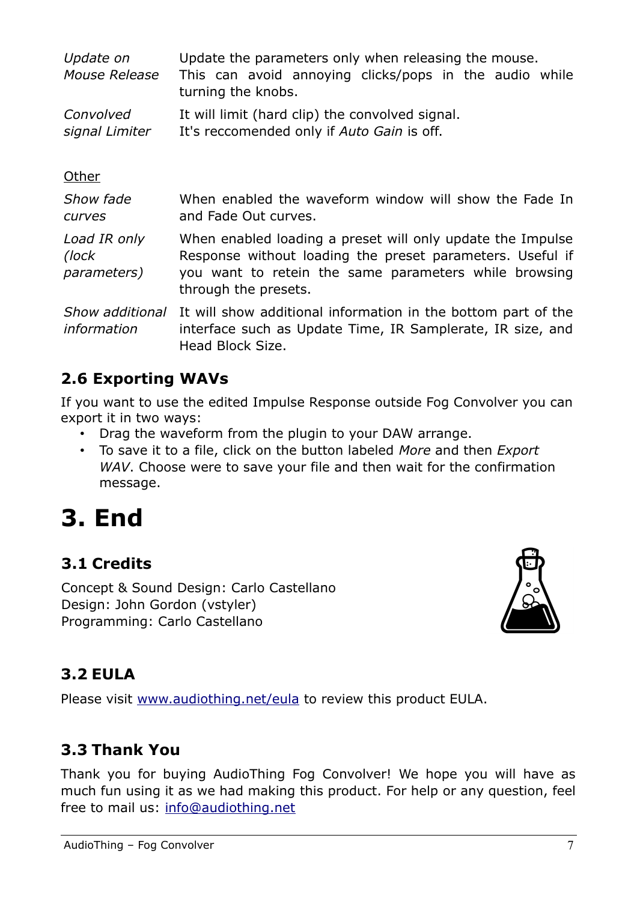| | |
|---|---|
| *Update on Mouse Release* | Update the parameters only when releasing the mouse. This can avoid annoying clicks/pops in the audio while turning the knobs. |
| *Convolved signal Limiter* | It will limit (hard clip) the convolved signal. It's reccomended only if *Auto Gain* is off. |

Other

| | |
|---|---|
| *Show fade curves* | When enabled the waveform window will show the Fade In and Fade Out curves. |
| *Load IR only (lock parameters)* | When enabled loading a preset will only update the Impulse Response without loading the preset parameters. Useful if you want to retein the same parameters while browsing through the presets. |
| *Show additional information* | It will show additional information in the bottom part of the interface such as Update Time, IR Samplerate, IR size, and Head Block Size. |

### 2.6 Exporting WAVs

If you want to use the edited Impulse Response outside Fog Convolver you can export it in two ways:

- Drag the waveform from the plugin to your DAW arrange.
- To save it to a file, click on the button labeled *More* and then *Export WAV*. Choose were to save your file and then wait for the confirmation message.

# 3. End

### 3.1 Credits

Concept & Sound Design: Carlo Castellano
Design: John Gordon (vstyler)
Programming: Carlo Castellano

### 3.2 EULA

Please visit www.audiothing.net/eula to review this product EULA.

### 3.3 Thank You

Thank you for buying AudioThing Fog Convolver! We hope you will have as much fun using it as we had making this product. For help or any question, feel free to mail us: info@audiothing.net